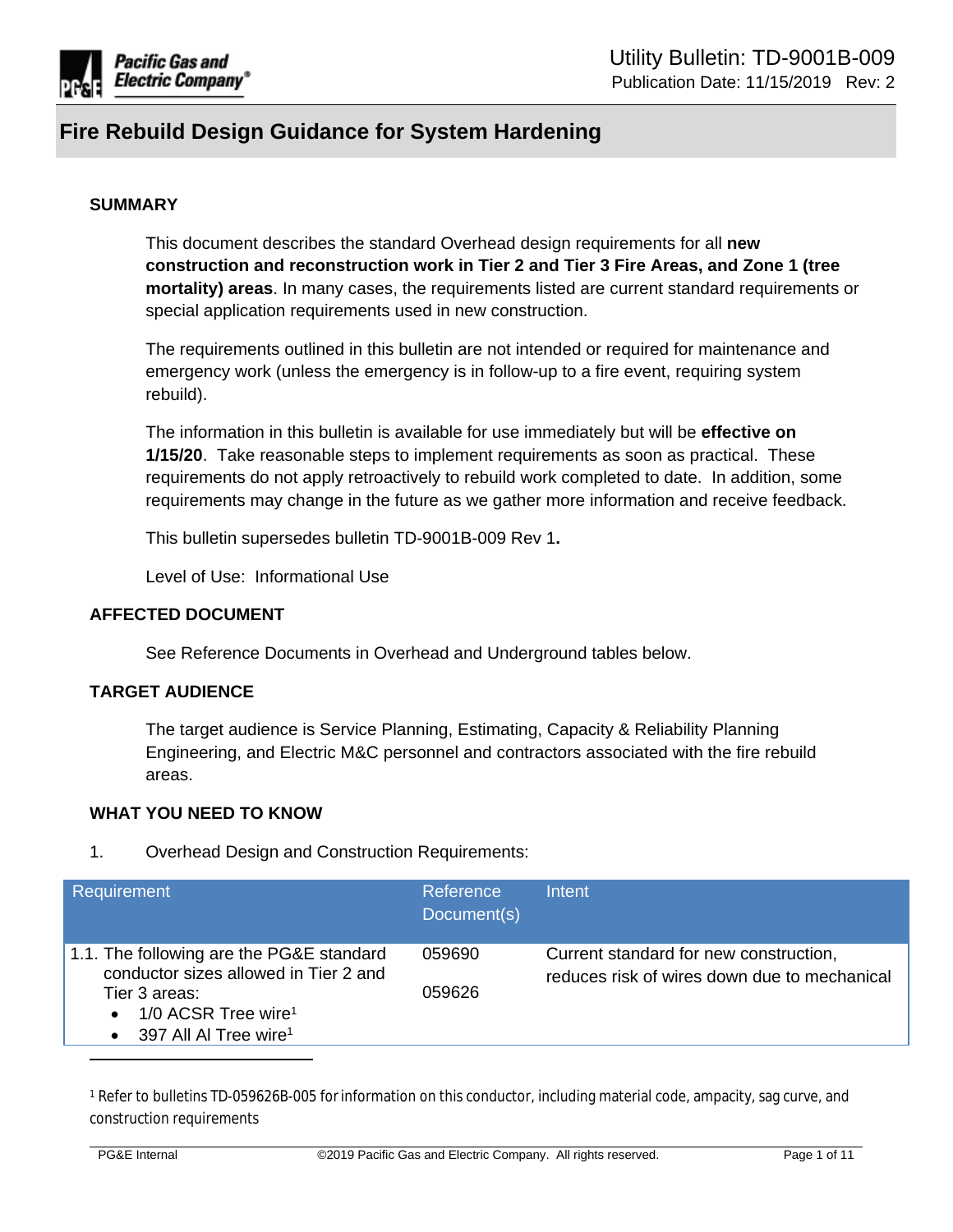Utility Bulletin: TD-9001B-009
Publication Date: 11/15/2019 Rev: 2

# Fire Rebuild Design Guidance for System Hardening

## SUMMARY

This document describes the standard Overhead design requirements for all **new construction and reconstruction work in Tier 2 and Tier 3 Fire Areas, and Zone 1 (tree mortality) areas**. In many cases, the requirements listed are current standard requirements or special application requirements used in new construction.

The requirements outlined in this bulletin are not intended or required for maintenance and emergency work (unless the emergency is in follow-up to a fire event, requiring system rebuild).

The information in this bulletin is available for use immediately but will be **effective on 1/15/20**. Take reasonable steps to implement requirements as soon as practical. These requirements do not apply retroactively to rebuild work completed to date. In addition, some requirements may change in the future as we gather more information and receive feedback.

This bulletin supersedes bulletin TD-9001B-009 Rev 1**.**

Level of Use: Informational Use

## AFFECTED DOCUMENT

See Reference Documents in Overhead and Underground tables below.

## TARGET AUDIENCE

The target audience is Service Planning, Estimating, Capacity & Reliability Planning Engineering, and Electric M&C personnel and contractors associated with the fire rebuild areas.

## WHAT YOU NEED TO KNOW

1. Overhead Design and Construction Requirements:

| Requirement | Reference Document(s) | Intent |
|---|---|---|
| 1.1. The following are the PG&E standard conductor sizes allowed in Tier 2 and Tier 3 areas:<br>• 1/0 ACSR Tree wire[1]<br>• 397 All Al Tree wire[1] | 059690<br><br>059626 | Current standard for new construction, reduces risk of wires down due to mechanical |

[1] Refer to bulletins TD-059626B-005 for information on this conductor, including material code, ampacity, sag curve, and construction requirements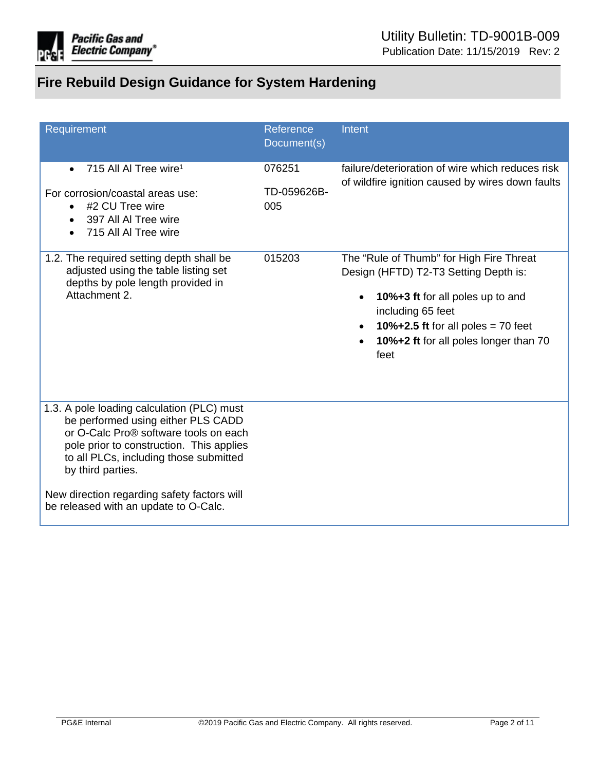# Fire Rebuild Design Guidance for System Hardening

| Requirement | Reference Document(s) | Intent |
|---|---|---|
| • 715 All Al Tree wire[1]<br><br>For corrosion/coastal areas use:<br>• #2 CU Tree wire<br>• 397 All Al Tree wire<br>• 715 All Al Tree wire | 076251<br><br>TD-059626B-005 | failure/deterioration of wire which reduces risk of wildfire ignition caused by wires down faults |
| 1.2. The required setting depth shall be adjusted using the table listing set depths by pole length provided in Attachment 2. | 015203 | The "Rule of Thumb" for High Fire Threat Design (HFTD) T2-T3 Setting Depth is:<br>• **10%+3 ft** for all poles up to and including 65 feet<br>• **10%+2.5 ft** for all poles = 70 feet<br>• **10%+2 ft** for all poles longer than 70 feet |
| 1.3. A pole loading calculation (PLC) must be performed using either PLS CADD or O-Calc Pro® software tools on each pole prior to construction. This applies to all PLCs, including those submitted by third parties.<br><br>New direction regarding safety factors will be released with an update to O-Calc. | | |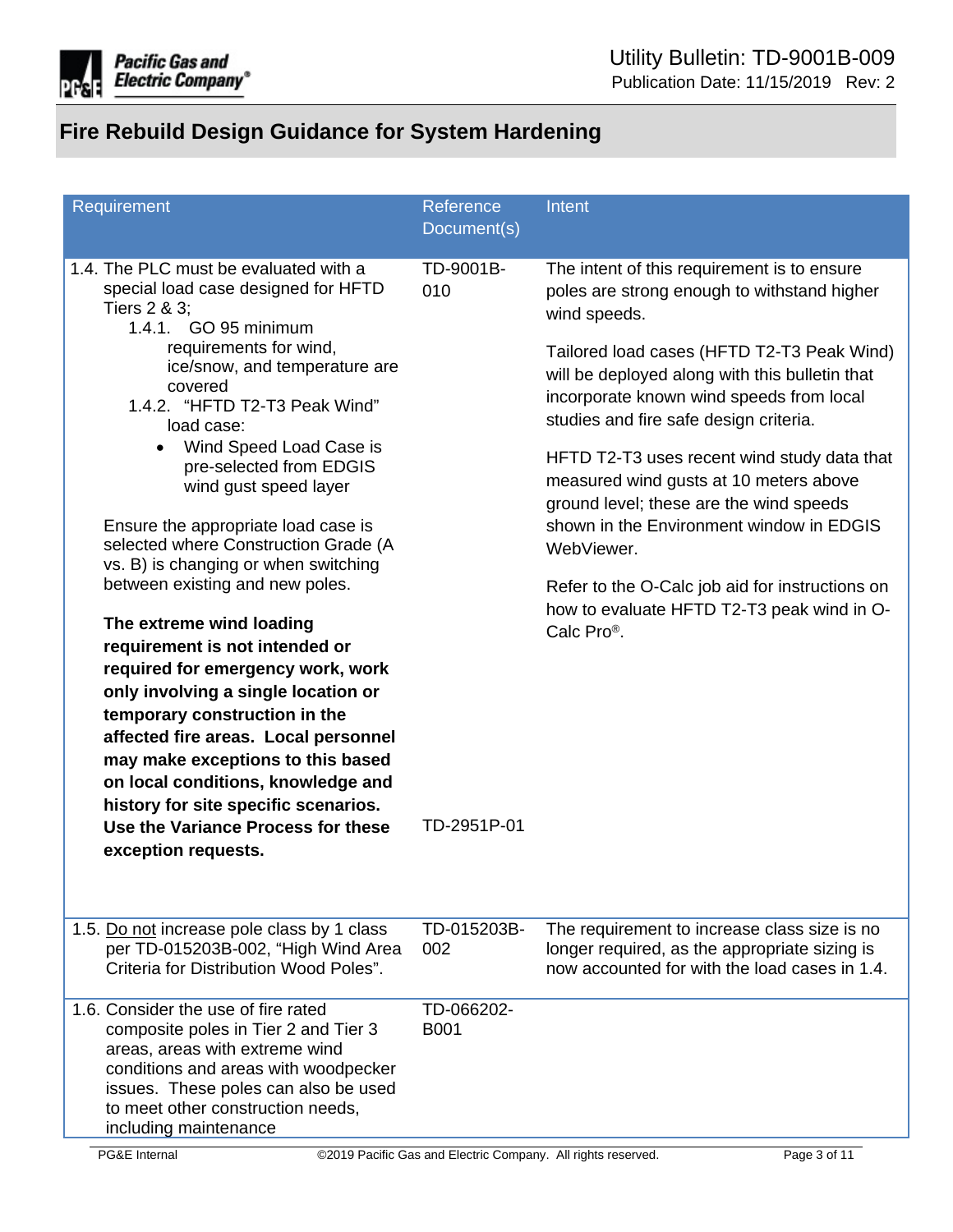# Fire Rebuild Design Guidance for System Hardening

| Requirement | Reference Document(s) | Intent |
|---|---|---|
| 1.4. The PLC must be evaluated with a special load case designed for HFTD Tiers 2 & 3;<br>1.4.1. GO 95 minimum requirements for wind, ice/snow, and temperature are covered<br>1.4.2. "HFTD T2-T3 Peak Wind" load case:<br>• Wind Speed Load Case is pre-selected from EDGIS wind gust speed layer<br><br>Ensure the appropriate load case is selected where Construction Grade (A vs. B) is changing or when switching between existing and new poles.<br><br>**The extreme wind loading requirement is not intended or required for emergency work, work only involving a single location or temporary construction in the affected fire areas. Local personnel may make exceptions to this based on local conditions, knowledge and history for site specific scenarios. Use the Variance Process for these exception requests.** | TD-9001B-010<br><br>TD-2951P-01 | The intent of this requirement is to ensure poles are strong enough to withstand higher wind speeds.<br><br>Tailored load cases (HFTD T2-T3 Peak Wind) will be deployed along with this bulletin that incorporate known wind speeds from local studies and fire safe design criteria.<br><br>HFTD T2-T3 uses recent wind study data that measured wind gusts at 10 meters above ground level; these are the wind speeds shown in the Environment window in EDGIS WebViewer.<br><br>Refer to the O-Calc job aid for instructions on how to evaluate HFTD T2-T3 peak wind in O-Calc Pro®. |
| 1.5. Do not increase pole class by 1 class per TD-015203B-002, "High Wind Area Criteria for Distribution Wood Poles". | TD-015203B-002 | The requirement to increase class size is no longer required, as the appropriate sizing is now accounted for with the load cases in 1.4. |
| 1.6. Consider the use of fire rated composite poles in Tier 2 and Tier 3 areas, areas with extreme wind conditions and areas with woodpecker issues. These poles can also be used to meet other construction needs, including maintenance | TD-066202-B001 | |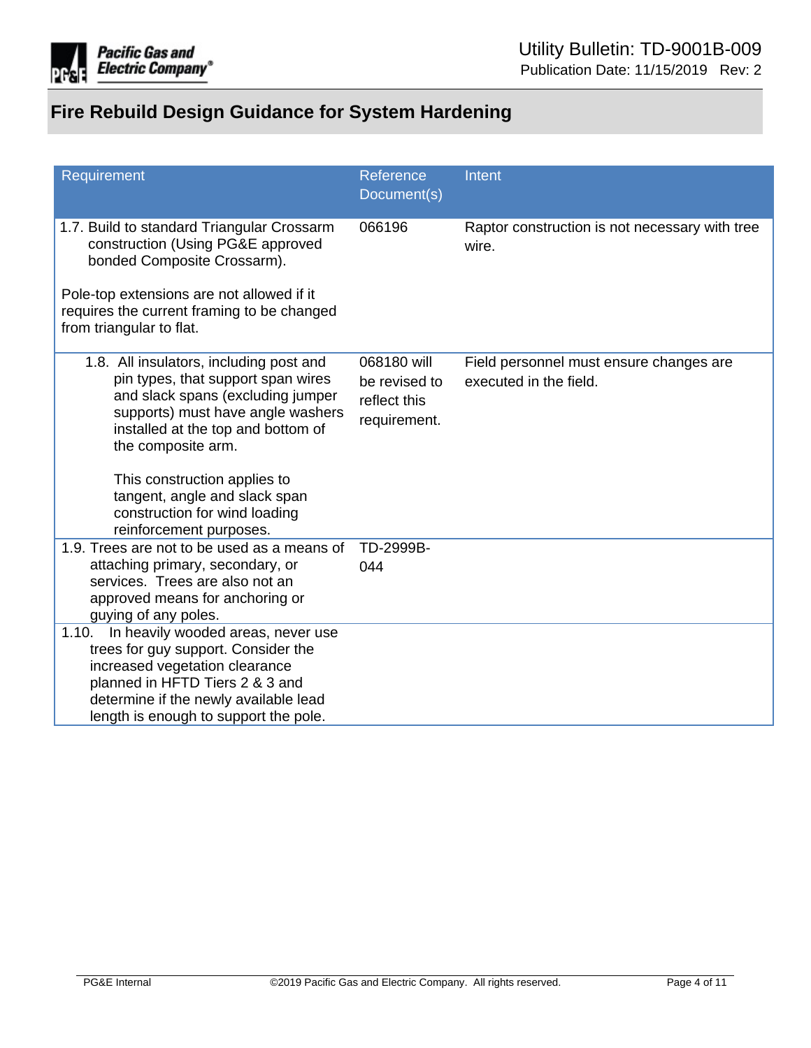# Fire Rebuild Design Guidance for System Hardening

| Requirement | Reference Document(s) | Intent |
|---|---|---|
| 1.7. Build to standard Triangular Crossarm construction (Using PG&E approved bonded Composite Crossarm).<br><br>Pole-top extensions are not allowed if it requires the current framing to be changed from triangular to flat. | 066196 | Raptor construction is not necessary with tree wire. |
| 1.8. All insulators, including post and pin types, that support span wires and slack spans (excluding jumper supports) must have angle washers installed at the top and bottom of the composite arm.<br><br>This construction applies to tangent, angle and slack span construction for wind loading reinforcement purposes. | 068180 will be revised to reflect this requirement. | Field personnel must ensure changes are executed in the field. |
| 1.9. Trees are not to be used as a means of attaching primary, secondary, or services. Trees are also not an approved means for anchoring or guying of any poles. | TD-2999B-044 | |
| 1.10. In heavily wooded areas, never use trees for guy support. Consider the increased vegetation clearance planned in HFTD Tiers 2 & 3 and determine if the newly available lead length is enough to support the pole. | | |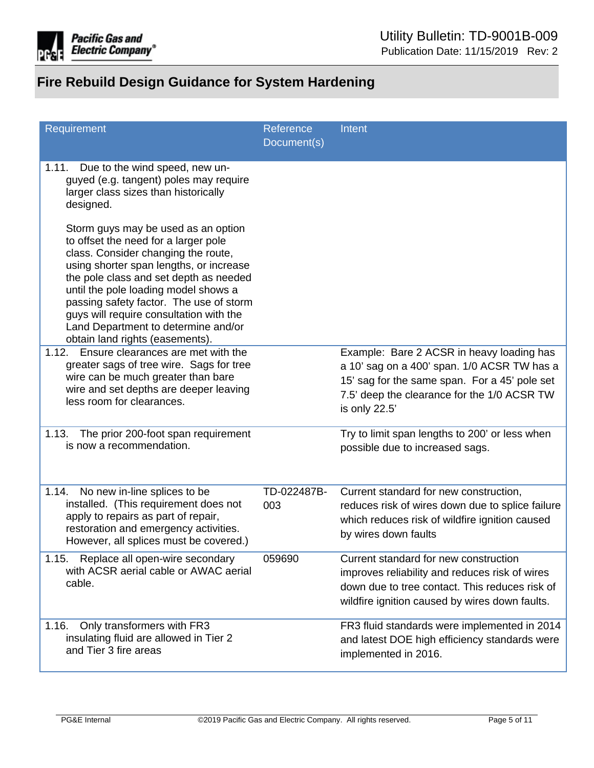# Fire Rebuild Design Guidance for System Hardening

| Requirement | Reference Document(s) | Intent |
|---|---|---|
| 1.11. Due to the wind speed, new un-guyed (e.g. tangent) poles may require larger class sizes than historically designed.<br><br>Storm guys may be used as an option to offset the need for a larger pole class. Consider changing the route, using shorter span lengths, or increase the pole class and set depth as needed until the pole loading model shows a passing safety factor. The use of storm guys will require consultation with the Land Department to determine and/or obtain land rights (easements). | | |
| 1.12. Ensure clearances are met with the greater sags of tree wire. Sags for tree wire can be much greater than bare wire and set depths are deeper leaving less room for clearances. | | Example: Bare 2 ACSR in heavy loading has a 10' sag on a 400' span. 1/0 ACSR TW has a 15' sag for the same span. For a 45' pole set 7.5' deep the clearance for the 1/0 ACSR TW is only 22.5' |
| 1.13. The prior 200-foot span requirement is now a recommendation. | | Try to limit span lengths to 200' or less when possible due to increased sags. |
| 1.14. No new in-line splices to be installed. (This requirement does not apply to repairs as part of repair, restoration and emergency activities. However, all splices must be covered.) | TD-022487B-003 | Current standard for new construction, reduces risk of wires down due to splice failure which reduces risk of wildfire ignition caused by wires down faults |
| 1.15. Replace all open-wire secondary with ACSR aerial cable or AWAC aerial cable. | 059690 | Current standard for new construction improves reliability and reduces risk of wires down due to tree contact. This reduces risk of wildfire ignition caused by wires down faults. |
| 1.16. Only transformers with FR3 insulating fluid are allowed in Tier 2 and Tier 3 fire areas | | FR3 fluid standards were implemented in 2014 and latest DOE high efficiency standards were implemented in 2016. |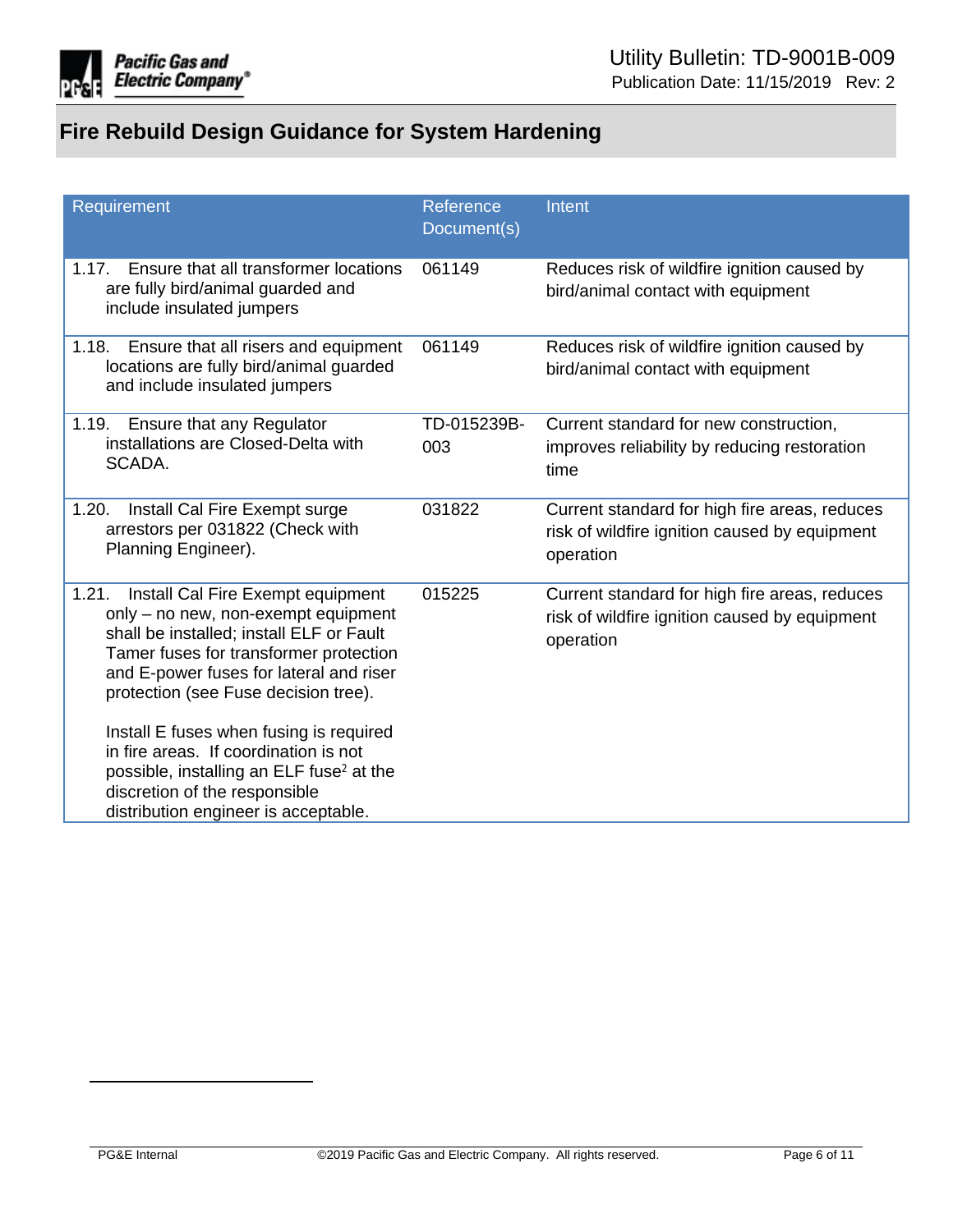## Fire Rebuild Design Guidance for System Hardening

| Requirement | Reference Document(s) | Intent |
|---|---|---|
| 1.17. Ensure that all transformer locations are fully bird/animal guarded and include insulated jumpers | 061149 | Reduces risk of wildfire ignition caused by bird/animal contact with equipment |
| 1.18. Ensure that all risers and equipment locations are fully bird/animal guarded and include insulated jumpers | 061149 | Reduces risk of wildfire ignition caused by bird/animal contact with equipment |
| 1.19. Ensure that any Regulator installations are Closed-Delta with SCADA. | TD-015239B-003 | Current standard for new construction, improves reliability by reducing restoration time |
| 1.20. Install Cal Fire Exempt surge arrestors per 031822 (Check with Planning Engineer). | 031822 | Current standard for high fire areas, reduces risk of wildfire ignition caused by equipment operation |
| 1.21. Install Cal Fire Exempt equipment only – no new, non-exempt equipment shall be installed; install ELF or Fault Tamer fuses for transformer protection and E-power fuses for lateral and riser protection (see Fuse decision tree).<br><br>Install E fuses when fusing is required in fire areas. If coordination is not possible, installing an ELF fuse[2] at the discretion of the responsible distribution engineer is acceptable. | 015225 | Current standard for high fire areas, reduces risk of wildfire ignition caused by equipment operation |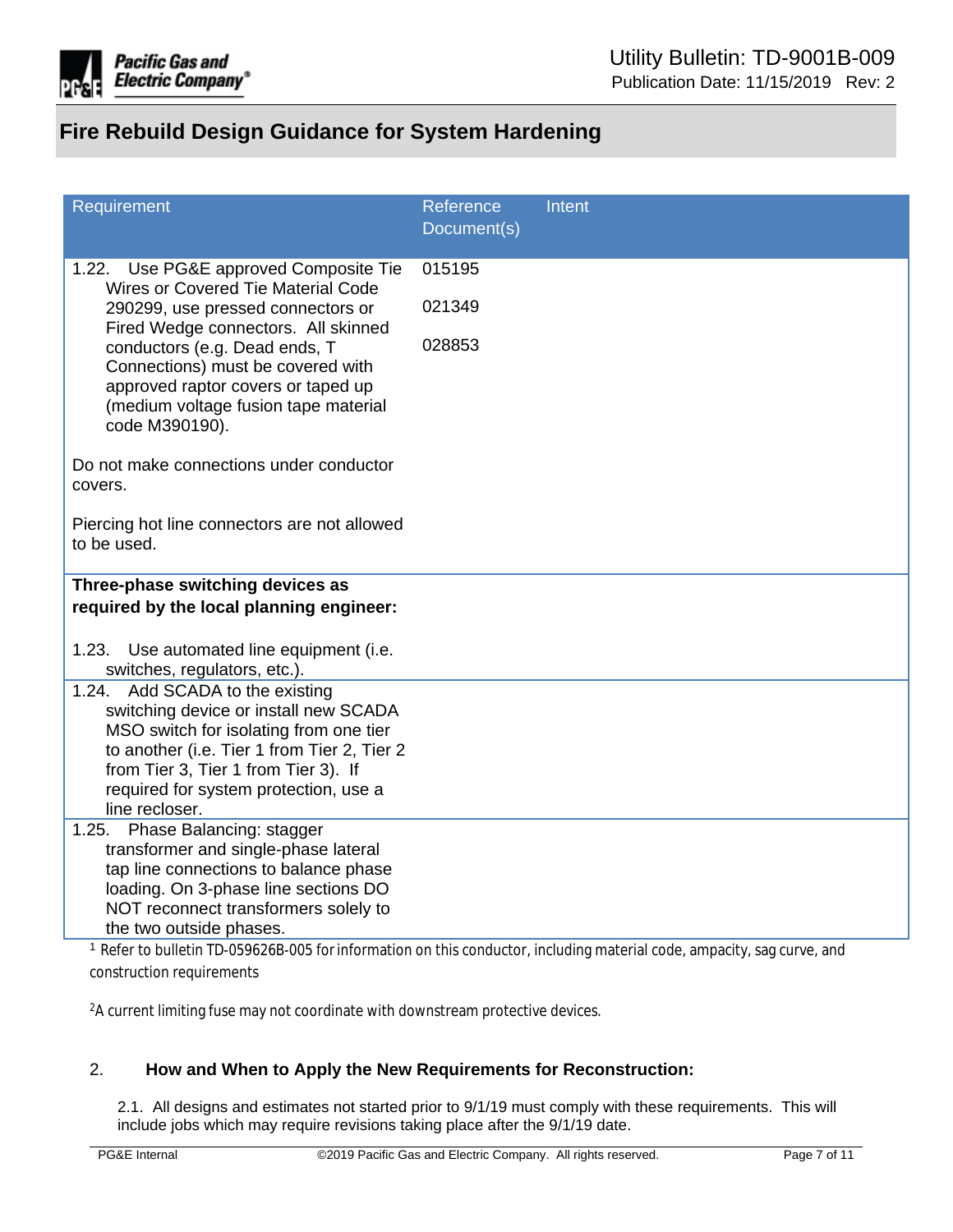# Fire Rebuild Design Guidance for System Hardening

| Requirement | Reference Document(s) | Intent |
|---|---|---|
| 1.22. Use PG&E approved Composite Tie Wires or Covered Tie Material Code 290299, use pressed connectors or Fired Wedge connectors. All skinned conductors (e.g. Dead ends, T Connections) must be covered with approved raptor covers or taped up (medium voltage fusion tape material code M390190).<br><br>Do not make connections under conductor covers.<br><br>Piercing hot line connectors are not allowed to be used. | 015195<br><br>021349<br><br>028853 | |
| **Three-phase switching devices as required by the local planning engineer:**<br><br>1.23. Use automated line equipment (i.e. switches, regulators, etc.). | | |
| 1.24. Add SCADA to the existing switching device or install new SCADA MSO switch for isolating from one tier to another (i.e. Tier 1 from Tier 2, Tier 2 from Tier 3, Tier 1 from Tier 3). If required for system protection, use a line recloser. | | |
| 1.25. Phase Balancing: stagger transformer and single-phase lateral tap line connections to balance phase loading. On 3-phase line sections DO NOT reconnect transformers solely to the two outside phases. | | |

[1] Refer to bulletin TD-059626B-005 for information on this conductor, including material code, ampacity, sag curve, and construction requirements

[2] A current limiting fuse may not coordinate with downstream protective devices.

## 2. How and When to Apply the New Requirements for Reconstruction:

2.1. All designs and estimates not started prior to 9/1/19 must comply with these requirements. This will include jobs which may require revisions taking place after the 9/1/19 date.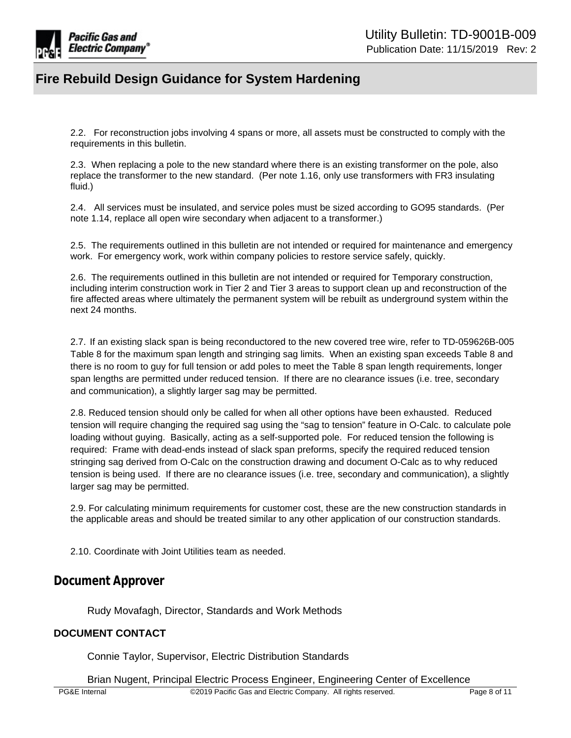2.2. For reconstruction jobs involving 4 spans or more, all assets must be constructed to comply with the requirements in this bulletin.

2.3. When replacing a pole to the new standard where there is an existing transformer on the pole, also replace the transformer to the new standard. (Per note 1.16, only use transformers with FR3 insulating fluid.)

2.4. All services must be insulated, and service poles must be sized according to GO95 standards. (Per note 1.14, replace all open wire secondary when adjacent to a transformer.)

2.5. The requirements outlined in this bulletin are not intended or required for maintenance and emergency work. For emergency work, work within company policies to restore service safely, quickly.

2.6. The requirements outlined in this bulletin are not intended or required for Temporary construction, including interim construction work in Tier 2 and Tier 3 areas to support clean up and reconstruction of the fire affected areas where ultimately the permanent system will be rebuilt as underground system within the next 24 months.

2.7. If an existing slack span is being reconductored to the new covered tree wire, refer to TD-059626B-005 Table 8 for the maximum span length and stringing sag limits. When an existing span exceeds Table 8 and there is no room to guy for full tension or add poles to meet the Table 8 span length requirements, longer span lengths are permitted under reduced tension. If there are no clearance issues (i.e. tree, secondary and communication), a slightly larger sag may be permitted.

2.8. Reduced tension should only be called for when all other options have been exhausted. Reduced tension will require changing the required sag using the "sag to tension" feature in O-Calc. to calculate pole loading without guying. Basically, acting as a self-supported pole. For reduced tension the following is required: Frame with dead-ends instead of slack span preforms, specify the required reduced tension stringing sag derived from O-Calc on the construction drawing and document O-Calc as to why reduced tension is being used. If there are no clearance issues (i.e. tree, secondary and communication), a slightly larger sag may be permitted.

2.9. For calculating minimum requirements for customer cost, these are the new construction standards in the applicable areas and should be treated similar to any other application of our construction standards.

2.10. Coordinate with Joint Utilities team as needed.

## Document Approver

Rudy Movafagh, Director, Standards and Work Methods

**DOCUMENT CONTACT**

Connie Taylor, Supervisor, Electric Distribution Standards

Brian Nugent, Principal Electric Process Engineer, Engineering Center of Excellence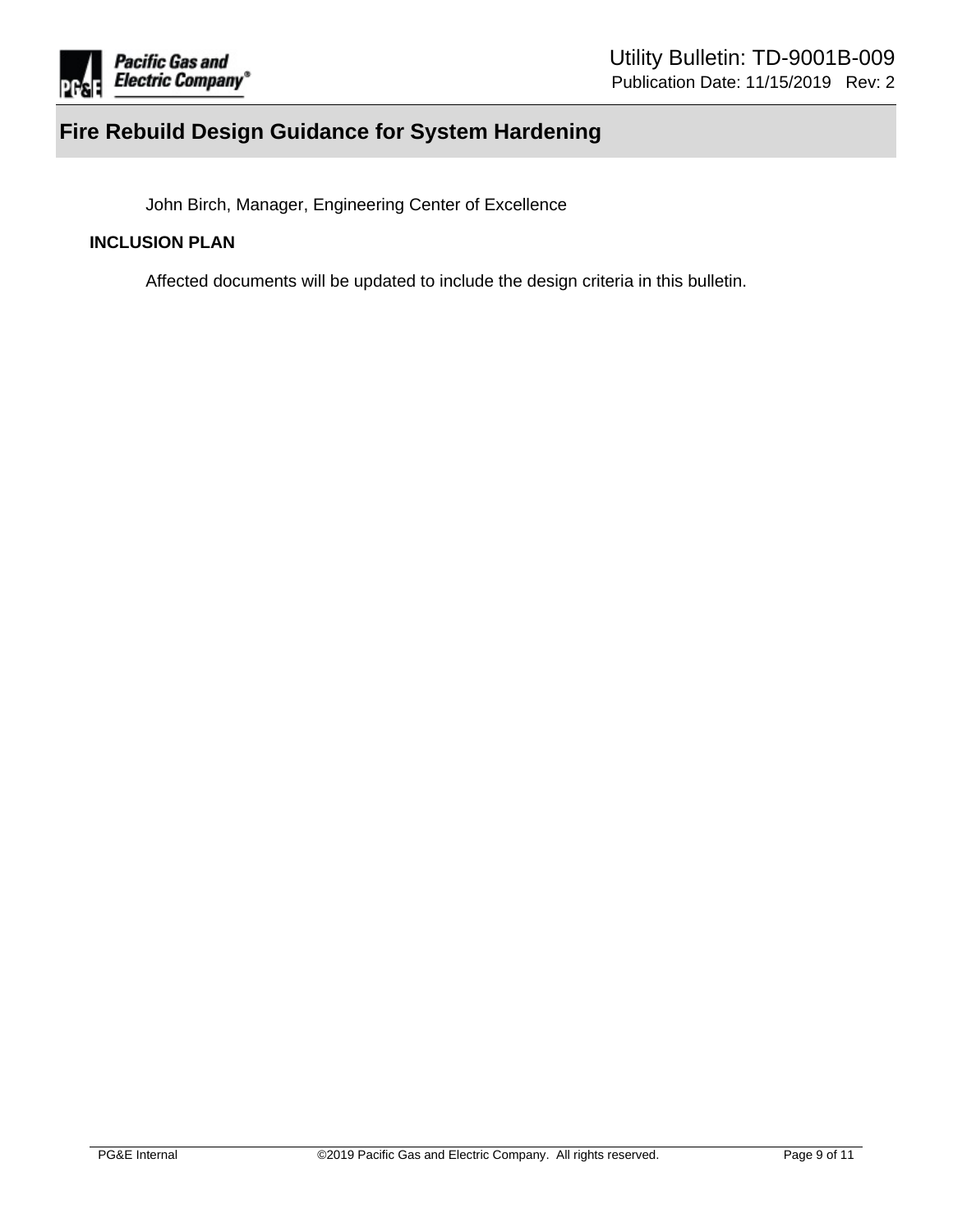John Birch, Manager, Engineering Center of Excellence

**INCLUSION PLAN**

Affected documents will be updated to include the design criteria in this bulletin.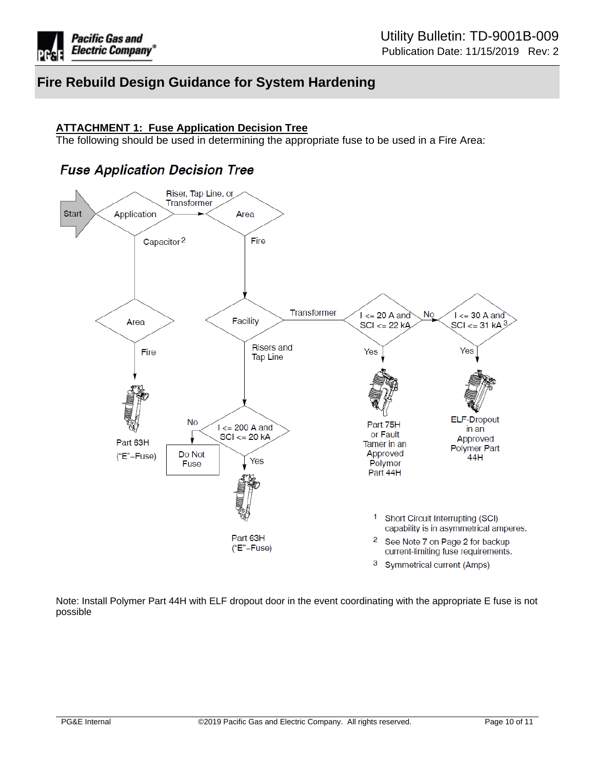# Fire Rebuild Design Guidance for System Hardening

**ATTACHMENT 1: Fuse Application Decision Tree**

The following should be used in determining the appropriate fuse to be used in a Fire Area:

## *Fuse Application Decision Tree*

Start → Application

- Application: Riser, Tap Line, or Transformer → Area
  - Area: Fire → Facility
    - Facility: Transformer → I <= 20 A and SCI <= 22 kA
      - Yes → Part 75H or Fault Tamer in an Approved Polymer Part 44H
      - No → I <= 30 A and SCI <= 31 kA[3]
        - Yes → ELF-Dropout in an Approved Polymer Part 44H
    - Facility: Risers and Tap Line → I <= 200 A and SCI <= 20 kA
      - Yes → Part 63H ("E"–Fuse)
      - No → Do Not Fuse
- Application: Capacitor[2] → Area
  - Area: Fire → Part 63H ("E"–Fuse)

[1] Short Circuit Interrupting (SCI) capability is in asymmetrical amperes.

[2] See Note 7 on Page 2 for backup current-limiting fuse requirements.

[3] Symmetrical current (Amps)

Note: Install Polymer Part 44H with ELF dropout door in the event coordinating with the appropriate E fuse is not possible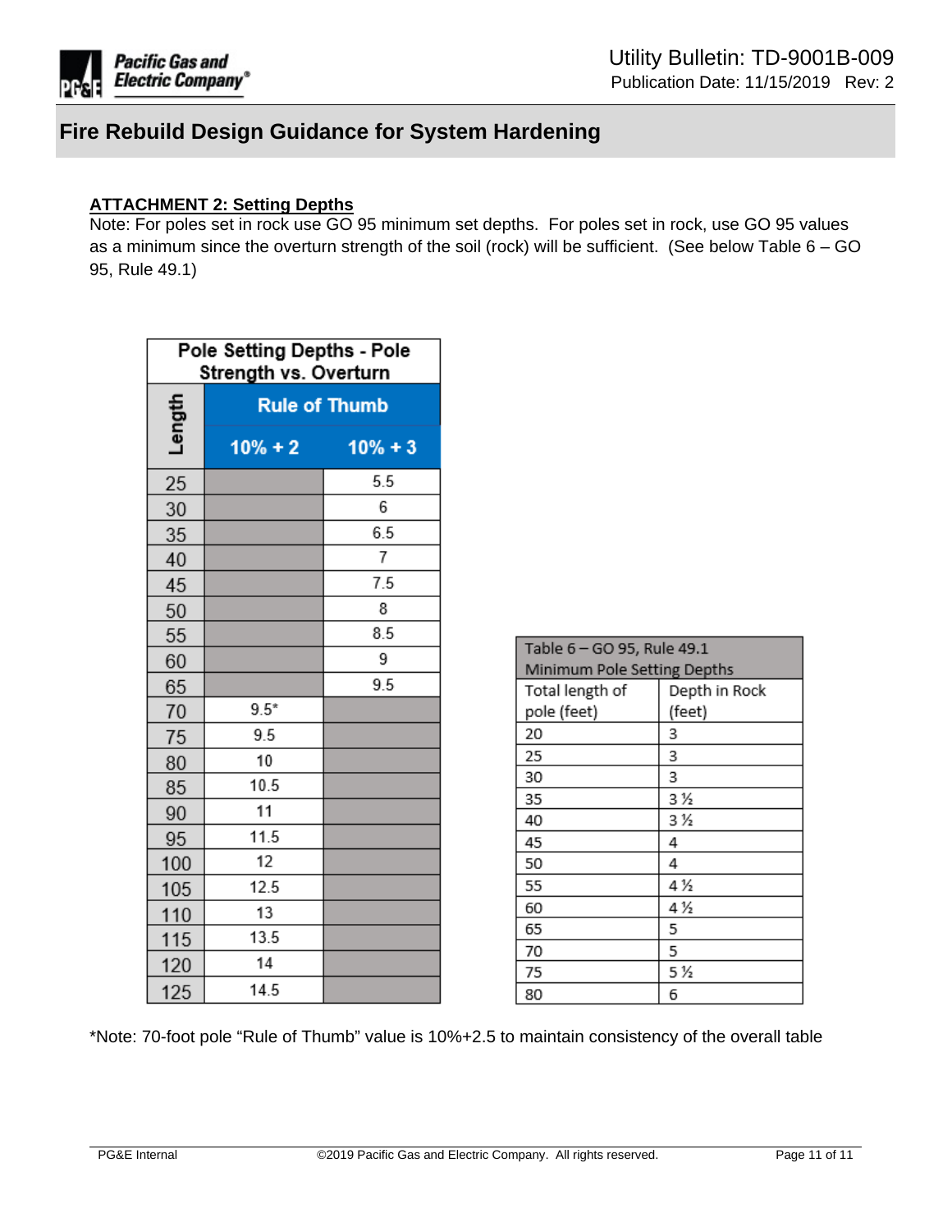**ATTACHMENT 2: Setting Depths**

Note: For poles set in rock use GO 95 minimum set depths. For poles set in rock, use GO 95 values as a minimum since the overturn strength of the soil (rock) will be sufficient. (See below Table 6 – GO 95, Rule 49.1)

| Pole Setting Depths - Pole Strength vs. Overturn | | |
|---|---|---|
| Length | Rule of Thumb | |
| | 10% + 2 | 10% + 3 |
| 25 | | 5.5 |
| 30 | | 6 |
| 35 | | 6.5 |
| 40 | | 7 |
| 45 | | 7.5 |
| 50 | | 8 |
| 55 | | 8.5 |
| 60 | | 9 |
| 65 | | 9.5 |
| 70 | 9.5* | |
| 75 | 9.5 | |
| 80 | 10 | |
| 85 | 10.5 | |
| 90 | 11 | |
| 95 | 11.5 | |
| 100 | 12 | |
| 105 | 12.5 | |
| 110 | 13 | |
| 115 | 13.5 | |
| 120 | 14 | |
| 125 | 14.5 | |

| Table 6 – GO 95, Rule 49.1 Minimum Pole Setting Depths | |
|---|---|
| Total length of pole (feet) | Depth in Rock (feet) |
| 20 | 3 |
| 25 | 3 |
| 30 | 3 |
| 35 | 3 ½ |
| 40 | 3 ½ |
| 45 | 4 |
| 50 | 4 |
| 55 | 4 ½ |
| 60 | 4 ½ |
| 65 | 5 |
| 70 | 5 |
| 75 | 5 ½ |
| 80 | 6 |

*Note: 70-foot pole "Rule of Thumb" value is 10%+2.5 to maintain consistency of the overall table